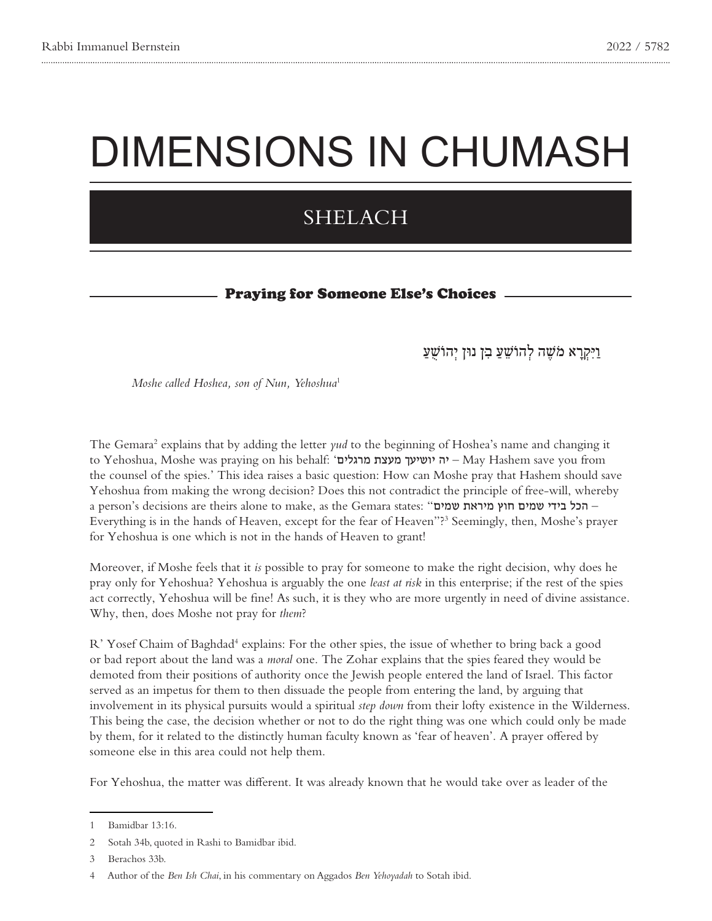# DIMENSIONS IN CHUMASH

## SHELACH

### Praying for Someone Else's Choices

וַיִּקְרָא מֹשֶׁה לְהוֹשֵׁעַ בִּן נוּן יְהוֹשֻׁעַ

*Moshe called Hoshea, son of Nun, Yehoshua*[1]

The Gemara[2] explains that by adding the letter *yud* to the beginning of Hoshea's name and changing it to Yehoshua, Moshe was praying on his behalf: 'יה יושיעך מעצת מרגלים – May Hashem save you from the counsel of the spies.' This idea raises a basic question: How can Moshe pray that Hashem should save Yehoshua from making the wrong decision? Does this not contradict the principle of free-will, whereby a person's decisions are theirs alone to make, as the Gemara states: "הכל בידי שמים חוץ מיראת שמים – Everything is in the hands of Heaven, except for the fear of Heaven"?[3] Seemingly, then, Moshe's prayer for Yehoshua is one which is not in the hands of Heaven to grant!

Moreover, if Moshe feels that it *is* possible to pray for someone to make the right decision, why does he pray only for Yehoshua? Yehoshua is arguably the one *least at risk* in this enterprise; if the rest of the spies act correctly, Yehoshua will be fine! As such, it is they who are more urgently in need of divine assistance. Why, then, does Moshe not pray for *them*?

R' Yosef Chaim of Baghdad[4] explains: For the other spies, the issue of whether to bring back a good or bad report about the land was a *moral* one. The Zohar explains that the spies feared they would be demoted from their positions of authority once the Jewish people entered the land of Israel. This factor served as an impetus for them to then dissuade the people from entering the land, by arguing that involvement in its physical pursuits would a spiritual *step down* from their lofty existence in the Wilderness. This being the case, the decision whether or not to do the right thing was one which could only be made by them, for it related to the distinctly human faculty known as 'fear of heaven'. A prayer offered by someone else in this area could not help them.

For Yehoshua, the matter was different. It was already known that he would take over as leader of the

---

1 Bamidbar 13:16.

2 Sotah 34b, quoted in Rashi to Bamidbar ibid.

3 Berachos 33b.

4 Author of the *Ben Ish Chai*, in his commentary on Aggados *Ben Yehoyadah* to Sotah ibid.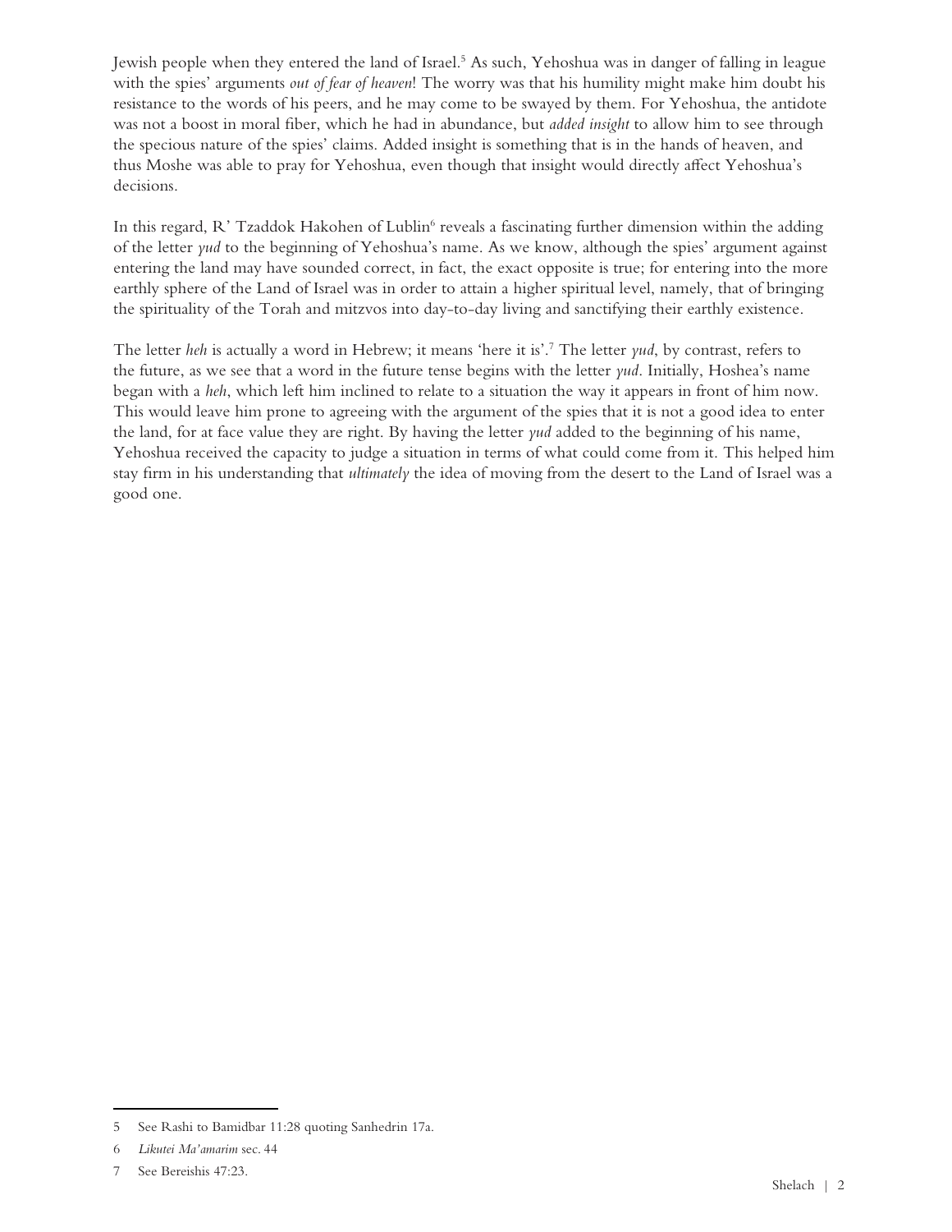Jewish people when they entered the land of Israel.[5] As such, Yehoshua was in danger of falling in league with the spies' arguments *out of fear of heaven*! The worry was that his humility might make him doubt his resistance to the words of his peers, and he may come to be swayed by them. For Yehoshua, the antidote was not a boost in moral fiber, which he had in abundance, but *added insight* to allow him to see through the specious nature of the spies' claims. Added insight is something that is in the hands of heaven, and thus Moshe was able to pray for Yehoshua, even though that insight would directly affect Yehoshua's decisions.

In this regard, R' Tzaddok Hakohen of Lublin[6] reveals a fascinating further dimension within the adding of the letter *yud* to the beginning of Yehoshua's name. As we know, although the spies' argument against entering the land may have sounded correct, in fact, the exact opposite is true; for entering into the more earthly sphere of the Land of Israel was in order to attain a higher spiritual level, namely, that of bringing the spirituality of the Torah and mitzvos into day-to-day living and sanctifying their earthly existence.

The letter *heh* is actually a word in Hebrew; it means 'here it is'.[7] The letter *yud*, by contrast, refers to the future, as we see that a word in the future tense begins with the letter *yud*. Initially, Hoshea's name began with a *heh*, which left him inclined to relate to a situation the way it appears in front of him now. This would leave him prone to agreeing with the argument of the spies that it is not a good idea to enter the land, for at face value they are right. By having the letter *yud* added to the beginning of his name, Yehoshua received the capacity to judge a situation in terms of what could come from it. This helped him stay firm in his understanding that *ultimately* the idea of moving from the desert to the Land of Israel was a good one.

---

5 See Rashi to Bamidbar 11:28 quoting Sanhedrin 17a.

6 *Likutei Ma'amarim* sec. 44

7 See Bereishis 47:23.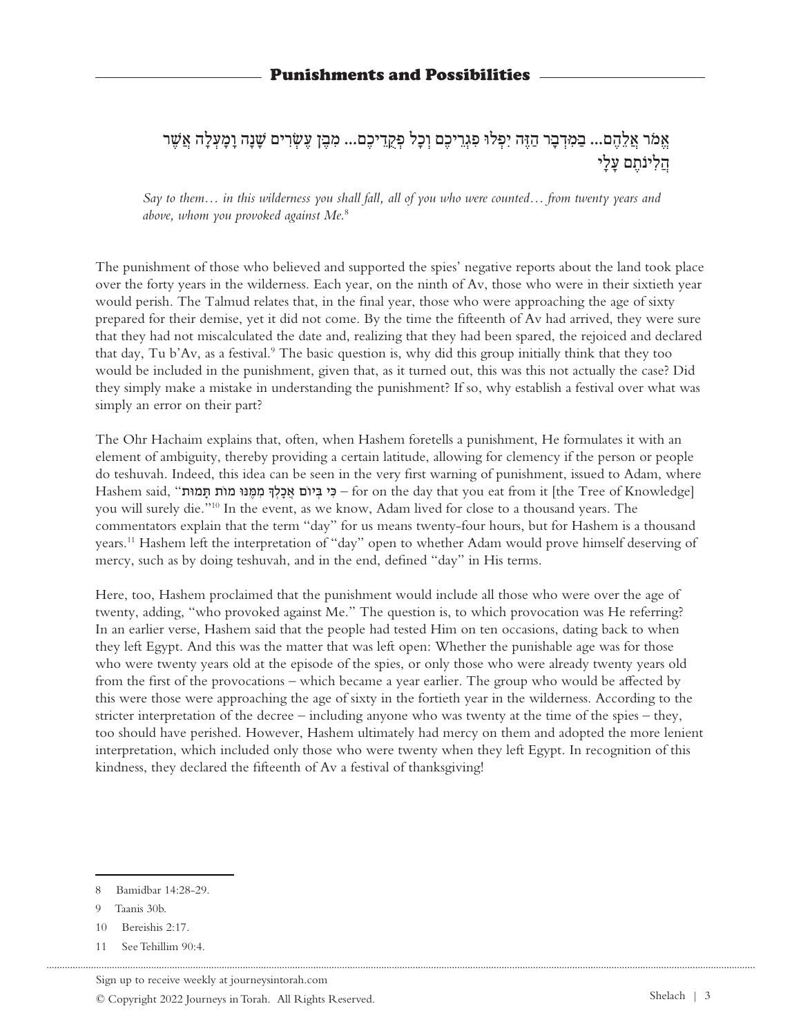## Punishments and Possibilities

אֱמֹר אֲלֵהֶם... בַּמִּדְבָּר הַזֶּה יִפְּלוּ פִגְרֵיכֶם וְכָל פְּקֻדֵיכֶם... מִבֶּן עֶשְׂרִים שָׁנָה וָמָעְלָה אֲשֶׁר הֲלִינֹתֶם עָלָי

*Say to them… in this wilderness you shall fall, all of you who were counted… from twenty years and above, whom you provoked against Me.*[8]

The punishment of those who believed and supported the spies' negative reports about the land took place over the forty years in the wilderness. Each year, on the ninth of Av, those who were in their sixtieth year would perish. The Talmud relates that, in the final year, those who were approaching the age of sixty prepared for their demise, yet it did not come. By the time the fifteenth of Av had arrived, they were sure that they had not miscalculated the date and, realizing that they had been spared, the rejoiced and declared that day, Tu b'Av, as a festival.[9] The basic question is, why did this group initially think that they too would be included in the punishment, given that, as it turned out, this was this not actually the case? Did they simply make a mistake in understanding the punishment? If so, why establish a festival over what was simply an error on their part?

The Ohr Hachaim explains that, often, when Hashem foretells a punishment, He formulates it with an element of ambiguity, thereby providing a certain latitude, allowing for clemency if the person or people do teshuvah. Indeed, this idea can be seen in the very first warning of punishment, issued to Adam, where Hashem said, "**כִּי בְּיוֹם אֲכָלְךָ מִמֶּנּוּ מוֹת תָּמוּת** – for on the day that you eat from it [the Tree of Knowledge] you will surely die."[10] In the event, as we know, Adam lived for close to a thousand years. The commentators explain that the term "day" for us means twenty-four hours, but for Hashem is a thousand years.[11] Hashem left the interpretation of "day" open to whether Adam would prove himself deserving of mercy, such as by doing teshuvah, and in the end, defined "day" in His terms.

Here, too, Hashem proclaimed that the punishment would include all those who were over the age of twenty, adding, "who provoked against Me." The question is, to which provocation was He referring? In an earlier verse, Hashem said that the people had tested Him on ten occasions, dating back to when they left Egypt. And this was the matter that was left open: Whether the punishable age was for those who were twenty years old at the episode of the spies, or only those who were already twenty years old from the first of the provocations – which became a year earlier. The group who would be affected by this were those were approaching the age of sixty in the fortieth year in the wilderness. According to the stricter interpretation of the decree – including anyone who was twenty at the time of the spies – they, too should have perished. However, Hashem ultimately had mercy on them and adopted the more lenient interpretation, which included only those who were twenty when they left Egypt. In recognition of this kindness, they declared the fifteenth of Av a festival of thanksgiving!

---

8 Bamidbar 14:28-29.

9 Taanis 30b.

10 Bereishis 2:17.

11 See Tehillim 90:4.

Sign up to receive weekly at journeysintorah.com

© Copyright 2022 Journeys in Torah. All Rights Reserved.